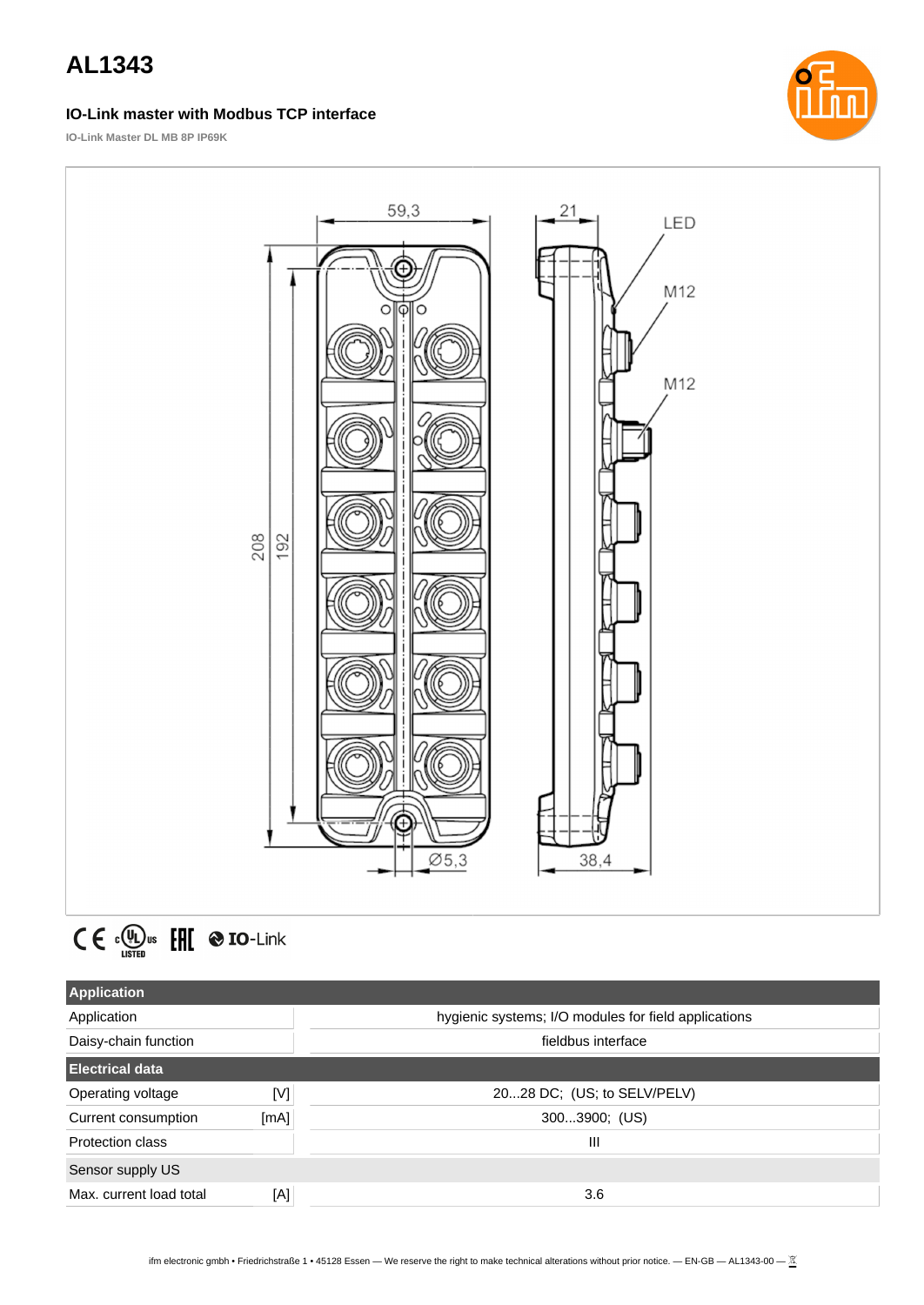# AL1343

### IO-Link master with Modbus TCP interface

**IO-Link Master DL MB 8P IP69K**

59,3 | 21 | LED | M12 | M12 | 208 | 192 | Ø5,3 | 38,4

CE cULus LISTED EAC IO-Link

| Application | | |
|---|---|---|
| Application | | hygienic systems; I/O modules for field applications |
| Daisy-chain function | | fieldbus interface |
| **Electrical data** | | |
| Operating voltage | [V] | 20...28 DC; (US; to SELV/PELV) |
| Current consumption | [mA] | 300...3900; (US) |
| Protection class | | III |
| **Sensor supply US** | | |
| Max. current load total | [A] | 3.6 |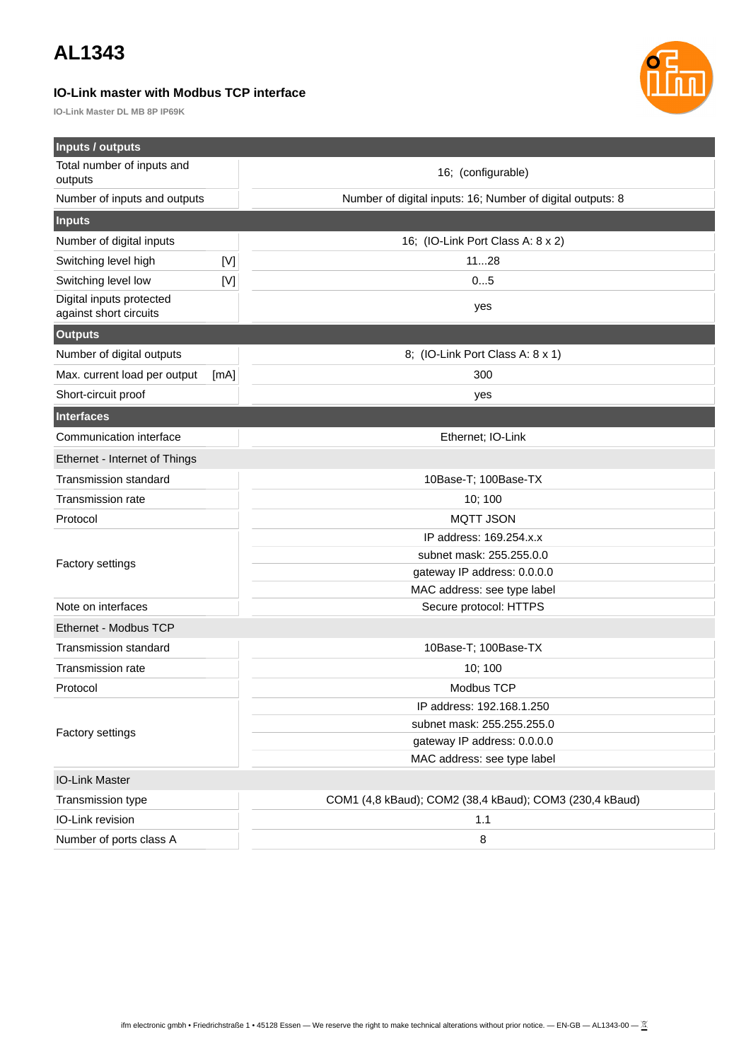# AL1343

### IO-Link master with Modbus TCP interface

**IO-Link Master DL MB 8P IP69K**

| **Inputs / outputs** | | |
|---|---|---|
| Total number of inputs and outputs | | 16; (configurable) |
| Number of inputs and outputs | | Number of digital inputs: 16; Number of digital outputs: 8 |
| **Inputs** | | |
| Number of digital inputs | | 16; (IO-Link Port Class A: 8 x 2) |
| Switching level high | [V] | 11...28 |
| Switching level low | [V] | 0...5 |
| Digital inputs protected against short circuits | | yes |
| **Outputs** | | |
| Number of digital outputs | | 8; (IO-Link Port Class A: 8 x 1) |
| Max. current load per output | [mA] | 300 |
| Short-circuit proof | | yes |
| **Interfaces** | | |
| Communication interface | | Ethernet; IO-Link |
| Ethernet - Internet of Things | | |
| Transmission standard | | 10Base-T; 100Base-TX |
| Transmission rate | | 10; 100 |
| Protocol | | MQTT JSON |
| Factory settings | | IP address: 169.254.x.x |
| | | subnet mask: 255.255.0.0 |
| | | gateway IP address: 0.0.0.0 |
| | | MAC address: see type label |
| Note on interfaces | | Secure protocol: HTTPS |
| Ethernet - Modbus TCP | | |
| Transmission standard | | 10Base-T; 100Base-TX |
| Transmission rate | | 10; 100 |
| Protocol | | Modbus TCP |
| Factory settings | | IP address: 192.168.1.250 |
| | | subnet mask: 255.255.255.0 |
| | | gateway IP address: 0.0.0.0 |
| | | MAC address: see type label |
| IO-Link Master | | |
| Transmission type | | COM1 (4,8 kBaud); COM2 (38,4 kBaud); COM3 (230,4 kBaud) |
| IO-Link revision | | 1.1 |
| Number of ports class A | | 8 |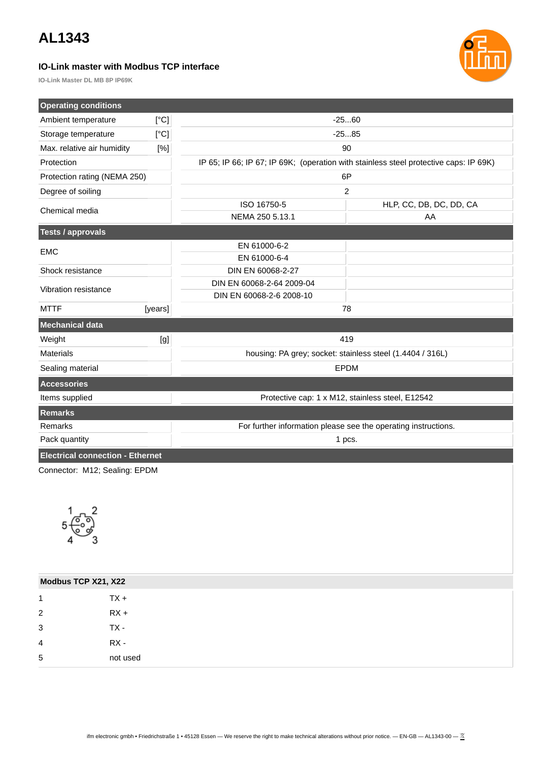# AL1343

### IO-Link master with Modbus TCP interface

IO-Link Master DL MB 8P IP69K

| Operating conditions | | | |
|---|---|---|---|
| Ambient temperature | [°C] | -25...60 | |
| Storage temperature | [°C] | -25...85 | |
| Max. relative air humidity | [%] | 90 | |
| Protection | | IP 65; IP 66; IP 67; IP 69K; (operation with stainless steel protective caps: IP 69K) | |
| Protection rating (NEMA 250) | | 6P | |
| Degree of soiling | | 2 | |
| Chemical media | | ISO 16750-5 | HLP, CC, DB, DC, DD, CA |
| | | NEMA 250 5.13.1 | AA |
| **Tests / approvals** | | | |
| EMC | | EN 61000-6-2 | |
| | | EN 61000-6-4 | |
| Shock resistance | | DIN EN 60068-2-27 | |
| Vibration resistance | | DIN EN 60068-2-64 2009-04 | |
| | | DIN EN 60068-2-6 2008-10 | |
| MTTF | [years] | 78 | |
| **Mechanical data** | | | |
| Weight | [g] | 419 | |
| Materials | | housing: PA grey; socket: stainless steel (1.4404 / 316L) | |
| Sealing material | | EPDM | |
| **Accessories** | | | |
| Items supplied | | Protective cap: 1 x M12, stainless steel, E12542 | |
| **Remarks** | | | |
| Remarks | | For further information please see the operating instructions. | |
| Pack quantity | | 1 pcs. | |

**Electrical connection - Ethernet**

Connector: M12; Sealing: EPDM

| Modbus TCP X21, X22 | |
|---|---|
| 1 | TX + |
| 2 | RX + |
| 3 | TX - |
| 4 | RX - |
| 5 | not used |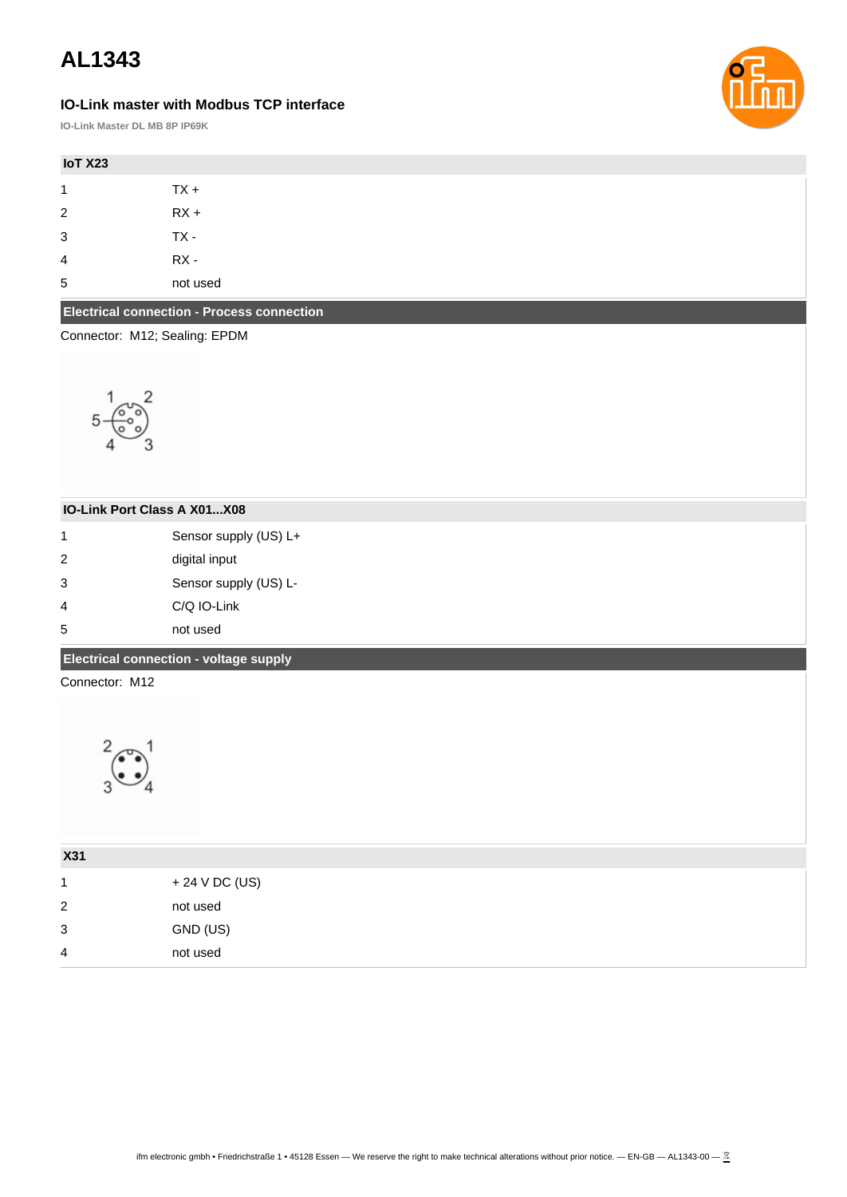# AL1343

### IO-Link master with Modbus TCP interface

**IO-Link Master DL MB 8P IP69K**

| IoT X23 | |
|---|---|
| 1 | TX + |
| 2 | RX + |
| 3 | TX - |
| 4 | RX - |
| 5 | not used |

**Electrical connection - Process connection**

Connector: M12; Sealing: EPDM

1 2
5
4 3

| IO-Link Port Class A X01...X08 | |
|---|---|
| 1 | Sensor supply (US) L+ |
| 2 | digital input |
| 3 | Sensor supply (US) L- |
| 4 | C/Q IO-Link |
| 5 | not used |

**Electrical connection - voltage supply**

Connector: M12

2 1
3 4

| X31 | |
|---|---|
| 1 | + 24 V DC (US) |
| 2 | not used |
| 3 | GND (US) |
| 4 | not used |